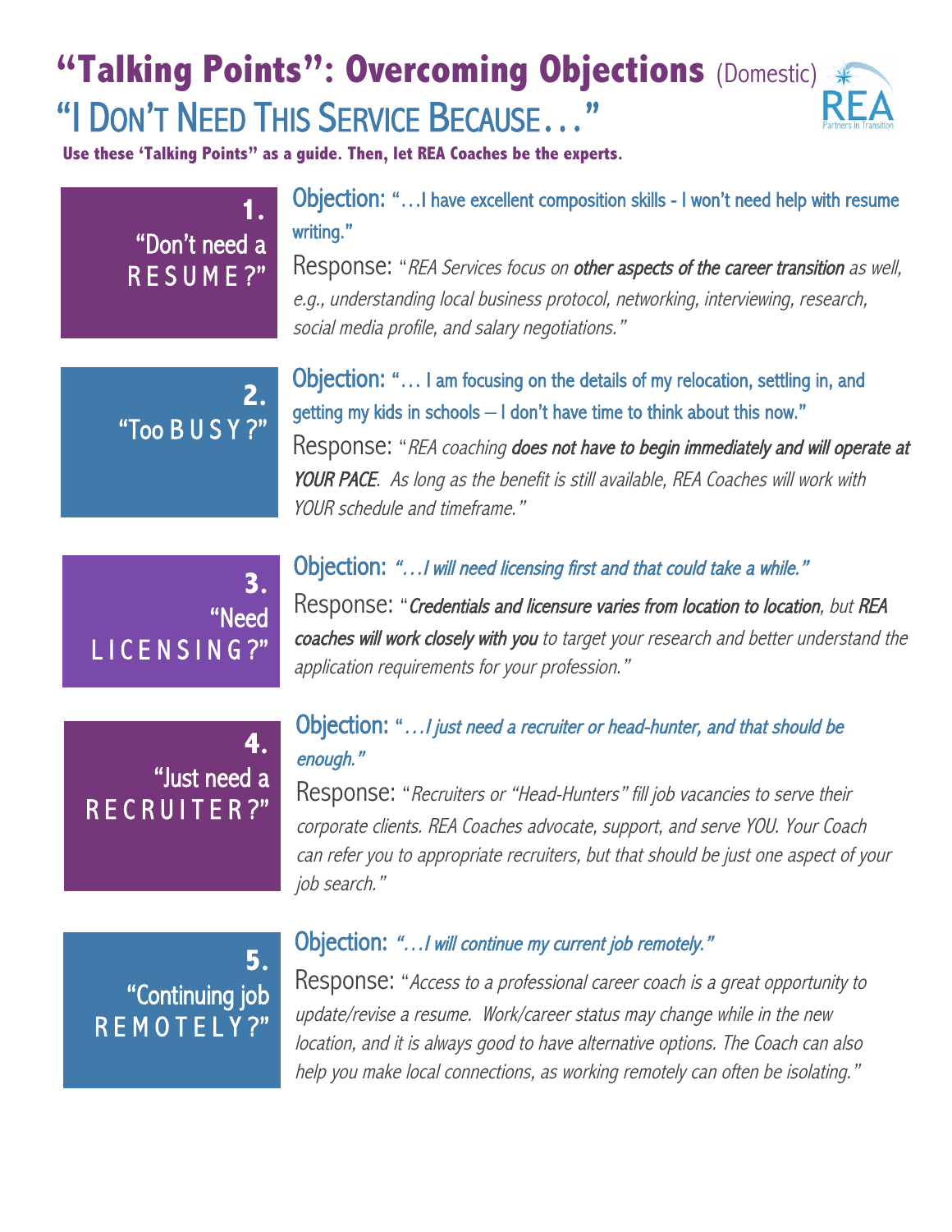# "Talking Points": Overcoming Objections (Domestic)

## "I Don't Need This Service Because…"

**Use these 'Talking Points" as a guide. Then, let REA Coaches be the experts.**

### 1. "Don't need a RESUME?"

Objection: "…I have excellent composition skills - I won't need help with resume writing."

Response: "*REA Services focus on* ***other aspects of the career transition*** *as well, e.g., understanding local business protocol, networking, interviewing, research, social media profile, and salary negotiations.*"

### 2. "Too BUSY?"

Objection: "… I am focusing on the details of my relocation, settling in, and getting my kids in schools – I don't have time to think about this now."

Response: "*REA coaching* ***does not have to begin immediately and will operate at YOUR PACE****. As long as the benefit is still available, REA Coaches will work with YOUR schedule and timeframe.*"

### 3. "Need LICENSING?"

Objection: *"…I will need licensing first and that could take a while."*

Response: "***Credentials and licensure varies from location to location****, but* ***REA coaches will work closely with you*** *to target your research and better understand the application requirements for your profession.*"

### 4. "Just need a RECRUITER?"

Objection: "*…I just need a recruiter or head-hunter, and that should be enough.*"

Response: "*Recruiters or "Head-Hunters" fill job vacancies to serve their corporate clients. REA Coaches advocate, support, and serve YOU. Your Coach can refer you to appropriate recruiters, but that should be just one aspect of your job search.*"

### 5. "Continuing job REMOTELY?"

Objection: *"…I will continue my current job remotely."*

Response: "*Access to a professional career coach is a great opportunity to update/revise a resume. Work/career status may change while in the new location, and it is always good to have alternative options. The Coach can also help you make local connections, as working remotely can often be isolating.*"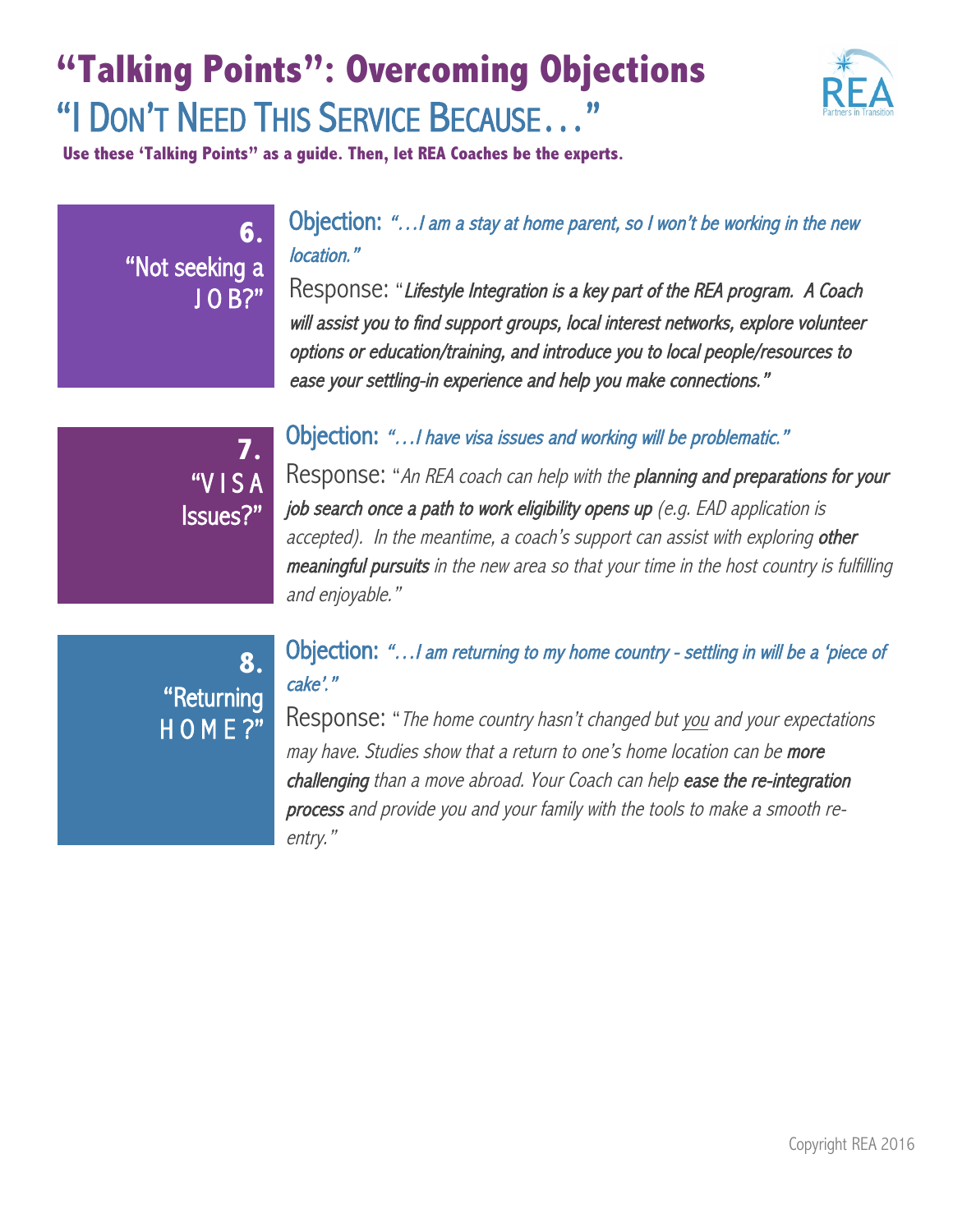# "Talking Points": Overcoming Objections

## "I Don't Need This Service Because…"

**Use these 'Talking Points" as a guide. Then, let REA Coaches be the experts.**

### 6. "Not seeking a JOB?"

Objection: *"…I am a stay at home parent, so I won't be working in the new location."*

Response: "*Lifestyle Integration is a key part of the REA program. A Coach will assist you to find support groups, local interest networks, explore volunteer options or education/training, and introduce you to local people/resources to ease your settling-in experience and help you make connections."*

### 7. "VISA Issues?"

Objection: *"…I have visa issues and working will be problematic."*

Response: "*An REA coach can help with the **planning and preparations for your job search once a path to work eligibility opens up** (e.g. EAD application is accepted). In the meantime, a coach's support can assist with exploring **other meaningful pursuits** in the new area so that your time in the host country is fulfilling and enjoyable."*

### 8. "Returning HOME?"

Objection: *"…I am returning to my home country - settling in will be a 'piece of cake'."*

Response: "*The home country hasn't changed but <u>you</u> and your expectations may have. Studies show that a return to one's home location can be **more challenging** than a move abroad. Your Coach can help **ease the re-integration process** and provide you and your family with the tools to make a smooth re-entry."*

Copyright REA 2016